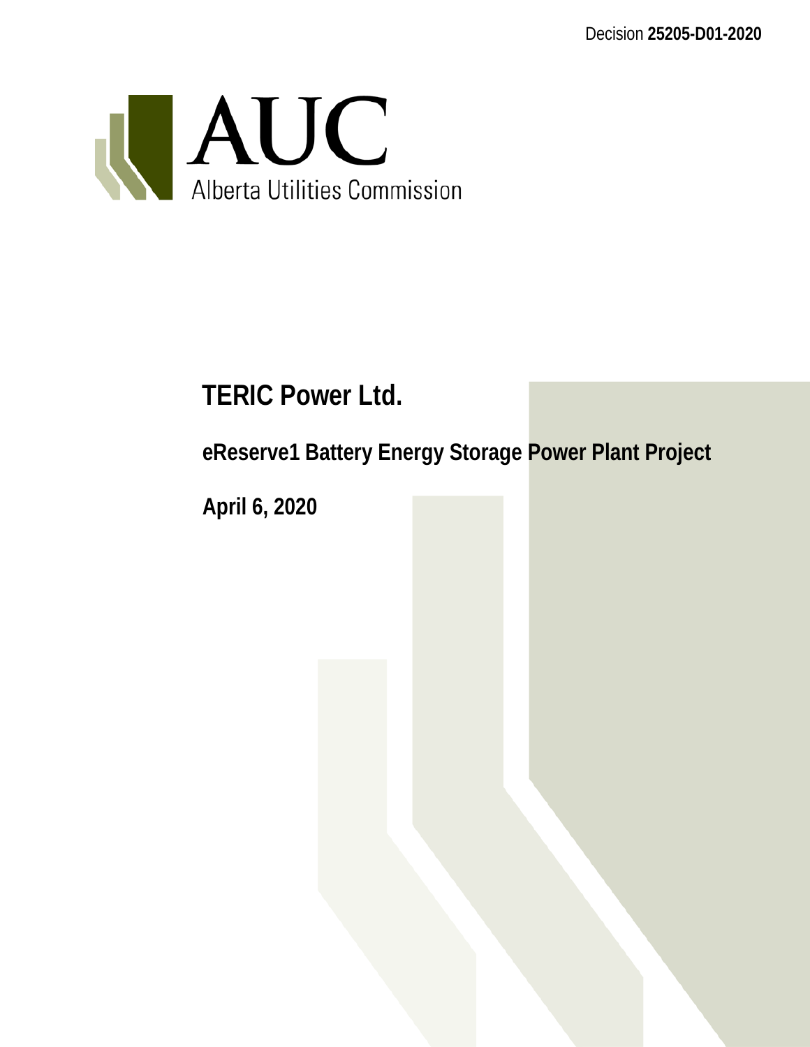Decision **25205-D01-2020**

AUC

Alberta Utilities Commission

# TERIC Power Ltd.

## eReserve1 Battery Energy Storage Power Plant Project

**April 6, 2020**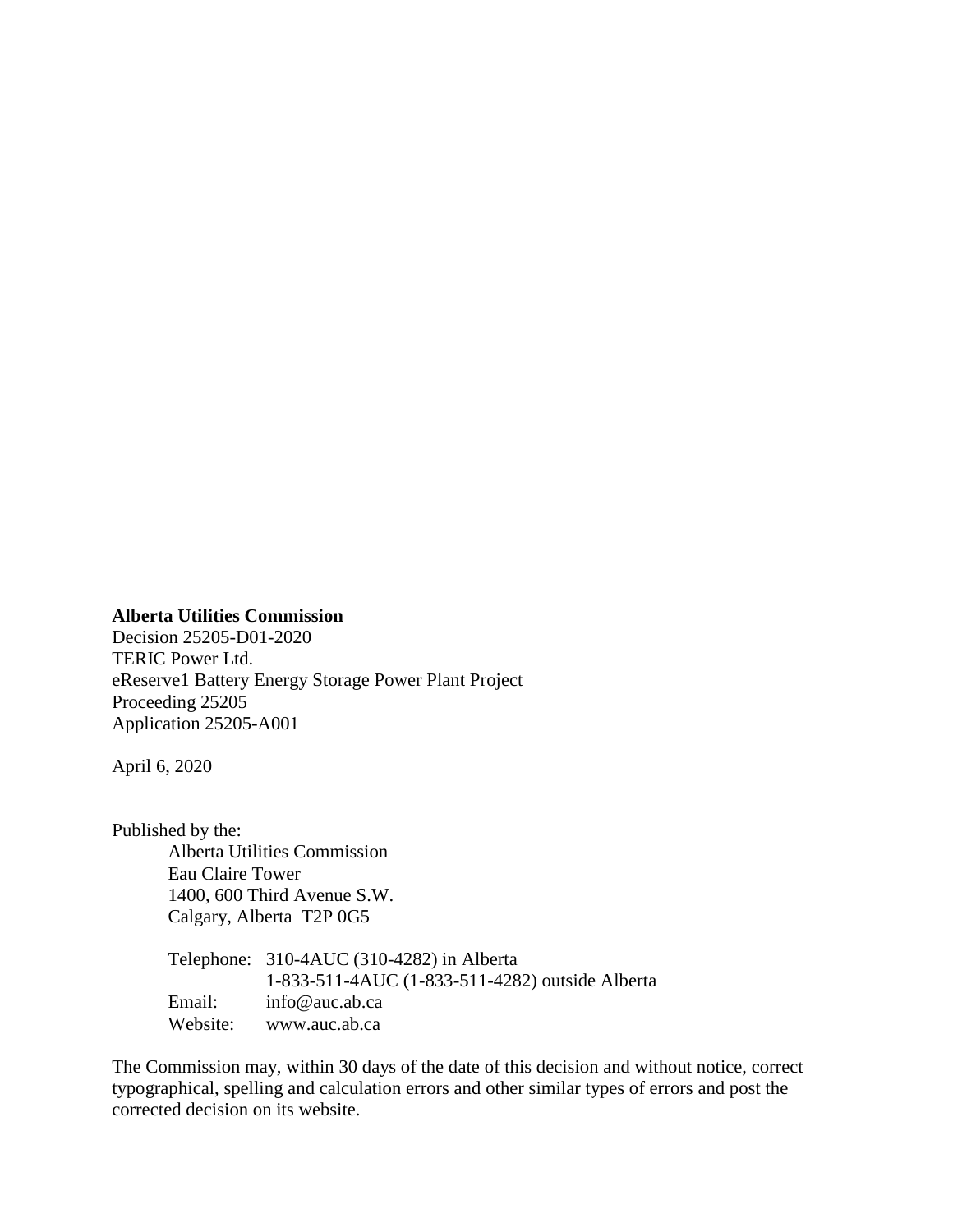**Alberta Utilities Commission**
Decision 25205-D01-2020
TERIC Power Ltd.
eReserve1 Battery Energy Storage Power Plant Project
Proceeding 25205
Application 25205-A001

April 6, 2020

Published by the:

Alberta Utilities Commission
Eau Claire Tower
1400, 600 Third Avenue S.W.
Calgary, Alberta T2P 0G5

Telephone: 310-4AUC (310-4282) in Alberta
1-833-511-4AUC (1-833-511-4282) outside Alberta
Email: info@auc.ab.ca
Website: www.auc.ab.ca

The Commission may, within 30 days of the date of this decision and without notice, correct typographical, spelling and calculation errors and other similar types of errors and post the corrected decision on its website.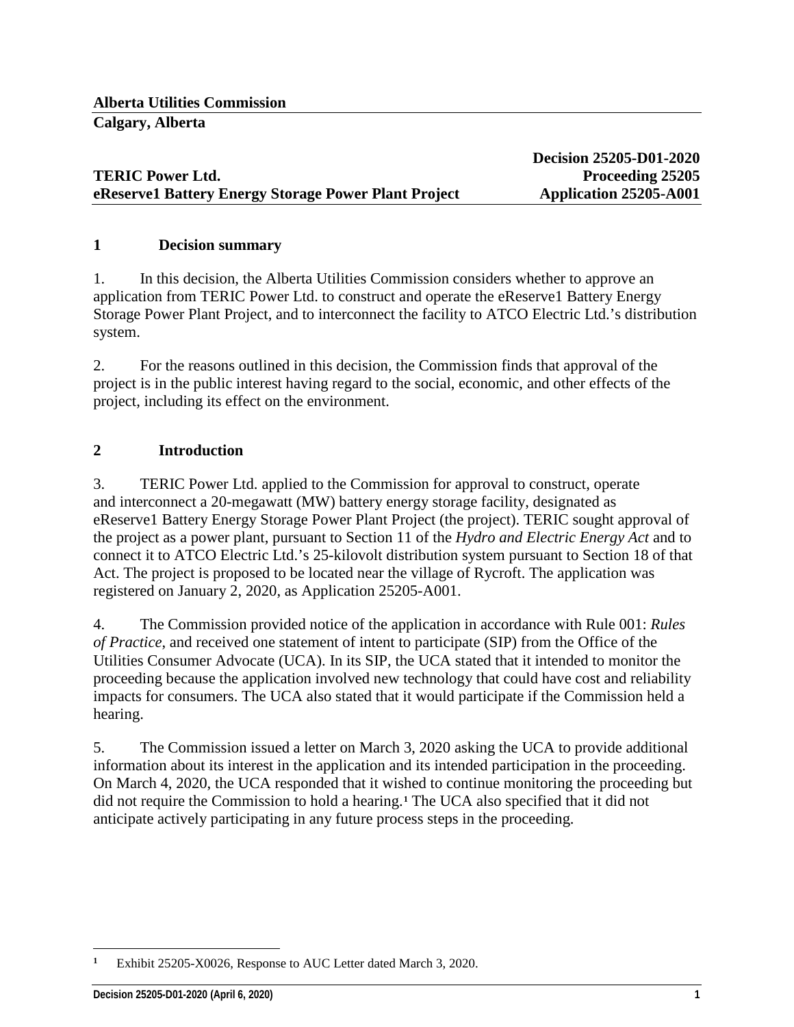**Alberta Utilities Commission**

**Calgary, Alberta**

| | |
|---|---|
| **TERIC Power Ltd.** | **Decision 25205-D01-2020** |
| **eReserve1 Battery Energy Storage Power Plant Project** | **Proceeding 25205** |
| | **Application 25205-A001** |

## 1 Decision summary

1. In this decision, the Alberta Utilities Commission considers whether to approve an application from TERIC Power Ltd. to construct and operate the eReserve1 Battery Energy Storage Power Plant Project, and to interconnect the facility to ATCO Electric Ltd.'s distribution system.

2. For the reasons outlined in this decision, the Commission finds that approval of the project is in the public interest having regard to the social, economic, and other effects of the project, including its effect on the environment.

## 2 Introduction

3. TERIC Power Ltd. applied to the Commission for approval to construct, operate and interconnect a 20-megawatt (MW) battery energy storage facility, designated as eReserve1 Battery Energy Storage Power Plant Project (the project). TERIC sought approval of the project as a power plant, pursuant to Section 11 of the *Hydro and Electric Energy Act* and to connect it to ATCO Electric Ltd.'s 25-kilovolt distribution system pursuant to Section 18 of that Act. The project is proposed to be located near the village of Rycroft. The application was registered on January 2, 2020, as Application 25205-A001.

4. The Commission provided notice of the application in accordance with Rule 001: *Rules of Practice*, and received one statement of intent to participate (SIP) from the Office of the Utilities Consumer Advocate (UCA). In its SIP, the UCA stated that it intended to monitor the proceeding because the application involved new technology that could have cost and reliability impacts for consumers. The UCA also stated that it would participate if the Commission held a hearing.

5. The Commission issued a letter on March 3, 2020 asking the UCA to provide additional information about its interest in the application and its intended participation in the proceeding. On March 4, 2020, the UCA responded that it wished to continue monitoring the proceeding but did not require the Commission to hold a hearing.[1] The UCA also specified that it did not anticipate actively participating in any future process steps in the proceeding.

[1] Exhibit 25205-X0026, Response to AUC Letter dated March 3, 2020.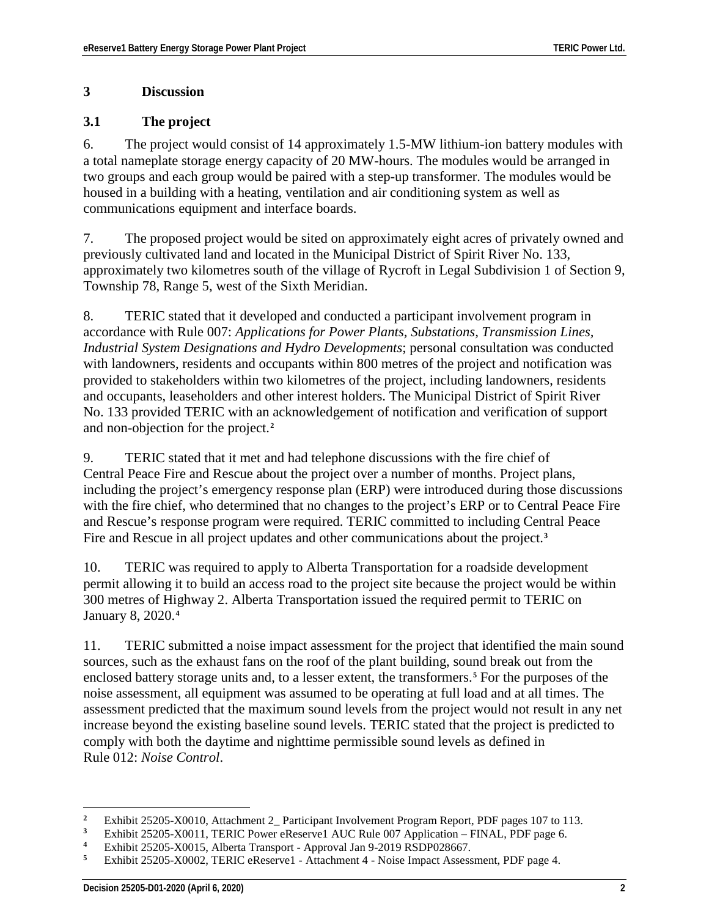# 3 Discussion

## 3.1 The project

6. The project would consist of 14 approximately 1.5-MW lithium-ion battery modules with a total nameplate storage energy capacity of 20 MW-hours. The modules would be arranged in two groups and each group would be paired with a step-up transformer. The modules would be housed in a building with a heating, ventilation and air conditioning system as well as communications equipment and interface boards.

7. The proposed project would be sited on approximately eight acres of privately owned and previously cultivated land and located in the Municipal District of Spirit River No. 133, approximately two kilometres south of the village of Rycroft in Legal Subdivision 1 of Section 9, Township 78, Range 5, west of the Sixth Meridian.

8. TERIC stated that it developed and conducted a participant involvement program in accordance with Rule 007: *Applications for Power Plants, Substations, Transmission Lines, Industrial System Designations and Hydro Developments*; personal consultation was conducted with landowners, residents and occupants within 800 metres of the project and notification was provided to stakeholders within two kilometres of the project, including landowners, residents and occupants, leaseholders and other interest holders. The Municipal District of Spirit River No. 133 provided TERIC with an acknowledgement of notification and verification of support and non-objection for the project.[2]

9. TERIC stated that it met and had telephone discussions with the fire chief of Central Peace Fire and Rescue about the project over a number of months. Project plans, including the project's emergency response plan (ERP) were introduced during those discussions with the fire chief, who determined that no changes to the project's ERP or to Central Peace Fire and Rescue's response program were required. TERIC committed to including Central Peace Fire and Rescue in all project updates and other communications about the project.[3]

10. TERIC was required to apply to Alberta Transportation for a roadside development permit allowing it to build an access road to the project site because the project would be within 300 metres of Highway 2. Alberta Transportation issued the required permit to TERIC on January 8, 2020.[4]

11. TERIC submitted a noise impact assessment for the project that identified the main sound sources, such as the exhaust fans on the roof of the plant building, sound break out from the enclosed battery storage units and, to a lesser extent, the transformers.[5] For the purposes of the noise assessment, all equipment was assumed to be operating at full load and at all times. The assessment predicted that the maximum sound levels from the project would not result in any net increase beyond the existing baseline sound levels. TERIC stated that the project is predicted to comply with both the daytime and nighttime permissible sound levels as defined in Rule 012: *Noise Control*.

---

[2] Exhibit 25205-X0010, Attachment 2_ Participant Involvement Program Report, PDF pages 107 to 113.

[3] Exhibit 25205-X0011, TERIC Power eReserve1 AUC Rule 007 Application – FINAL, PDF page 6.

[4] Exhibit 25205-X0015, Alberta Transport - Approval Jan 9-2019 RSDP028667.

[5] Exhibit 25205-X0002, TERIC eReserve1 - Attachment 4 - Noise Impact Assessment, PDF page 4.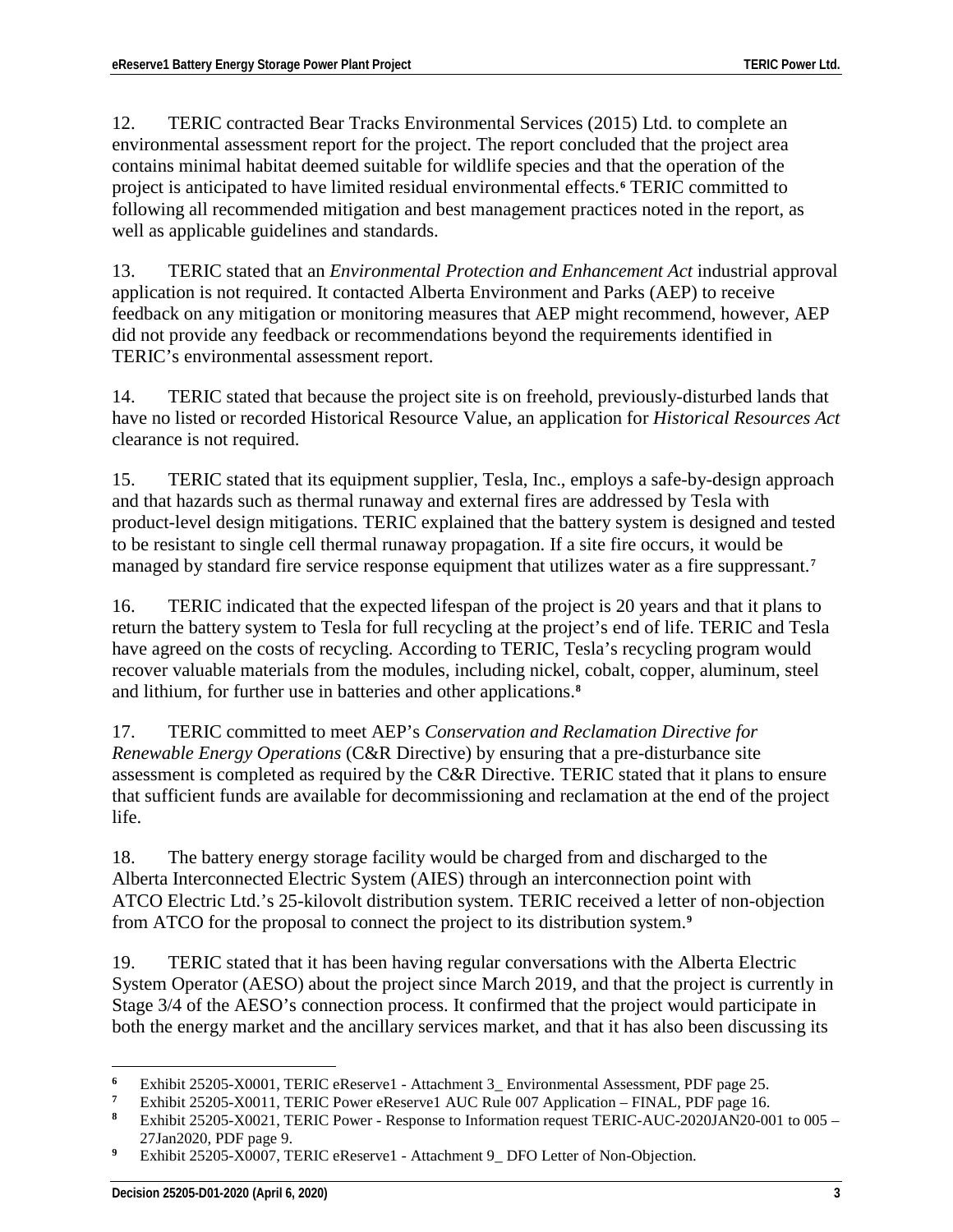12. TERIC contracted Bear Tracks Environmental Services (2015) Ltd. to complete an environmental assessment report for the project. The report concluded that the project area contains minimal habitat deemed suitable for wildlife species and that the operation of the project is anticipated to have limited residual environmental effects.[6] TERIC committed to following all recommended mitigation and best management practices noted in the report, as well as applicable guidelines and standards.

13. TERIC stated that an *Environmental Protection and Enhancement Act* industrial approval application is not required. It contacted Alberta Environment and Parks (AEP) to receive feedback on any mitigation or monitoring measures that AEP might recommend, however, AEP did not provide any feedback or recommendations beyond the requirements identified in TERIC's environmental assessment report.

14. TERIC stated that because the project site is on freehold, previously-disturbed lands that have no listed or recorded Historical Resource Value, an application for *Historical Resources Act* clearance is not required.

15. TERIC stated that its equipment supplier, Tesla, Inc., employs a safe-by-design approach and that hazards such as thermal runaway and external fires are addressed by Tesla with product-level design mitigations. TERIC explained that the battery system is designed and tested to be resistant to single cell thermal runaway propagation. If a site fire occurs, it would be managed by standard fire service response equipment that utilizes water as a fire suppressant.[7]

16. TERIC indicated that the expected lifespan of the project is 20 years and that it plans to return the battery system to Tesla for full recycling at the project's end of life. TERIC and Tesla have agreed on the costs of recycling. According to TERIC, Tesla's recycling program would recover valuable materials from the modules, including nickel, cobalt, copper, aluminum, steel and lithium, for further use in batteries and other applications.[8]

17. TERIC committed to meet AEP's *Conservation and Reclamation Directive for Renewable Energy Operations* (C&R Directive) by ensuring that a pre-disturbance site assessment is completed as required by the C&R Directive. TERIC stated that it plans to ensure that sufficient funds are available for decommissioning and reclamation at the end of the project life.

18. The battery energy storage facility would be charged from and discharged to the Alberta Interconnected Electric System (AIES) through an interconnection point with ATCO Electric Ltd.'s 25-kilovolt distribution system. TERIC received a letter of non-objection from ATCO for the proposal to connect the project to its distribution system.[9]

19. TERIC stated that it has been having regular conversations with the Alberta Electric System Operator (AESO) about the project since March 2019, and that the project is currently in Stage 3/4 of the AESO's connection process. It confirmed that the project would participate in both the energy market and the ancillary services market, and that it has also been discussing its

---

[6] Exhibit 25205-X0001, TERIC eReserve1 - Attachment 3_ Environmental Assessment, PDF page 25.

[7] Exhibit 25205-X0011, TERIC Power eReserve1 AUC Rule 007 Application – FINAL, PDF page 16.

[8] Exhibit 25205-X0021, TERIC Power - Response to Information request TERIC-AUC-2020JAN20-001 to 005 – 27Jan2020, PDF page 9.

[9] Exhibit 25205-X0007, TERIC eReserve1 - Attachment 9_ DFO Letter of Non-Objection.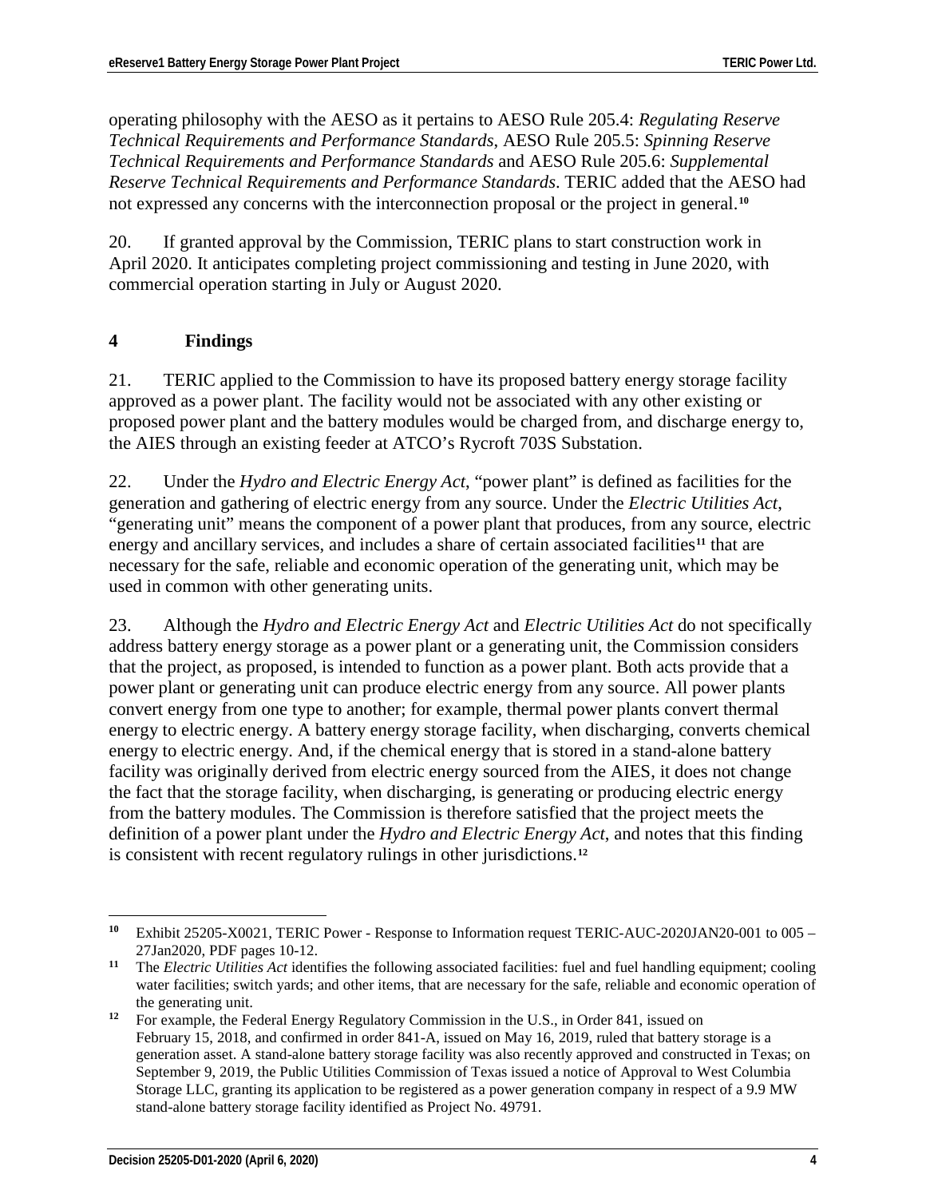operating philosophy with the AESO as it pertains to AESO Rule 205.4: *Regulating Reserve Technical Requirements and Performance Standards*, AESO Rule 205.5: *Spinning Reserve Technical Requirements and Performance Standards* and AESO Rule 205.6: *Supplemental Reserve Technical Requirements and Performance Standards*. TERIC added that the AESO had not expressed any concerns with the interconnection proposal or the project in general.[10]

20. If granted approval by the Commission, TERIC plans to start construction work in April 2020. It anticipates completing project commissioning and testing in June 2020, with commercial operation starting in July or August 2020.

## 4 Findings

21. TERIC applied to the Commission to have its proposed battery energy storage facility approved as a power plant. The facility would not be associated with any other existing or proposed power plant and the battery modules would be charged from, and discharge energy to, the AIES through an existing feeder at ATCO's Rycroft 703S Substation.

22. Under the *Hydro and Electric Energy Act*, "power plant" is defined as facilities for the generation and gathering of electric energy from any source. Under the *Electric Utilities Act*, "generating unit" means the component of a power plant that produces, from any source, electric energy and ancillary services, and includes a share of certain associated facilities[11] that are necessary for the safe, reliable and economic operation of the generating unit, which may be used in common with other generating units.

23. Although the *Hydro and Electric Energy Act* and *Electric Utilities Act* do not specifically address battery energy storage as a power plant or a generating unit, the Commission considers that the project, as proposed, is intended to function as a power plant. Both acts provide that a power plant or generating unit can produce electric energy from any source. All power plants convert energy from one type to another; for example, thermal power plants convert thermal energy to electric energy. A battery energy storage facility, when discharging, converts chemical energy to electric energy. And, if the chemical energy that is stored in a stand-alone battery facility was originally derived from electric energy sourced from the AIES, it does not change the fact that the storage facility, when discharging, is generating or producing electric energy from the battery modules. The Commission is therefore satisfied that the project meets the definition of a power plant under the *Hydro and Electric Energy Act*, and notes that this finding is consistent with recent regulatory rulings in other jurisdictions.[12]

---

[10] Exhibit 25205-X0021, TERIC Power - Response to Information request TERIC-AUC-2020JAN20-001 to 005 – 27Jan2020, PDF pages 10-12.

[11] The *Electric Utilities Act* identifies the following associated facilities: fuel and fuel handling equipment; cooling water facilities; switch yards; and other items, that are necessary for the safe, reliable and economic operation of the generating unit.

[12] For example, the Federal Energy Regulatory Commission in the U.S., in Order 841, issued on February 15, 2018, and confirmed in order 841-A, issued on May 16, 2019, ruled that battery storage is a generation asset. A stand-alone battery storage facility was also recently approved and constructed in Texas; on September 9, 2019, the Public Utilities Commission of Texas issued a notice of Approval to West Columbia Storage LLC, granting its application to be registered as a power generation company in respect of a 9.9 MW stand-alone battery storage facility identified as Project No. 49791.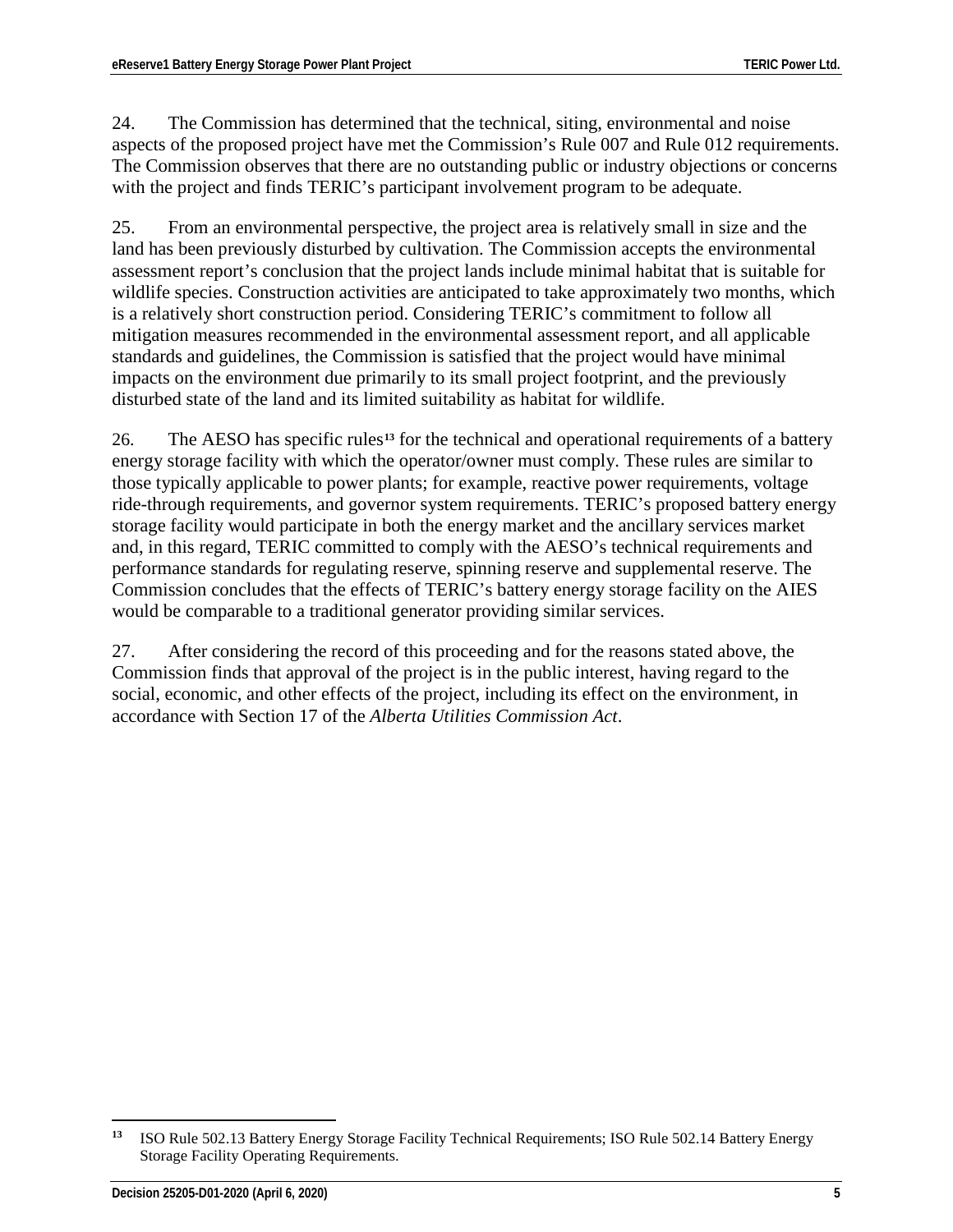24. The Commission has determined that the technical, siting, environmental and noise aspects of the proposed project have met the Commission's Rule 007 and Rule 012 requirements. The Commission observes that there are no outstanding public or industry objections or concerns with the project and finds TERIC's participant involvement program to be adequate.

25. From an environmental perspective, the project area is relatively small in size and the land has been previously disturbed by cultivation. The Commission accepts the environmental assessment report's conclusion that the project lands include minimal habitat that is suitable for wildlife species. Construction activities are anticipated to take approximately two months, which is a relatively short construction period. Considering TERIC's commitment to follow all mitigation measures recommended in the environmental assessment report, and all applicable standards and guidelines, the Commission is satisfied that the project would have minimal impacts on the environment due primarily to its small project footprint, and the previously disturbed state of the land and its limited suitability as habitat for wildlife.

26. The AESO has specific rules[13] for the technical and operational requirements of a battery energy storage facility with which the operator/owner must comply. These rules are similar to those typically applicable to power plants; for example, reactive power requirements, voltage ride-through requirements, and governor system requirements. TERIC's proposed battery energy storage facility would participate in both the energy market and the ancillary services market and, in this regard, TERIC committed to comply with the AESO's technical requirements and performance standards for regulating reserve, spinning reserve and supplemental reserve. The Commission concludes that the effects of TERIC's battery energy storage facility on the AIES would be comparable to a traditional generator providing similar services.

27. After considering the record of this proceeding and for the reasons stated above, the Commission finds that approval of the project is in the public interest, having regard to the social, economic, and other effects of the project, including its effect on the environment, in accordance with Section 17 of the *Alberta Utilities Commission Act*.

---

[13] ISO Rule 502.13 Battery Energy Storage Facility Technical Requirements; ISO Rule 502.14 Battery Energy Storage Facility Operating Requirements.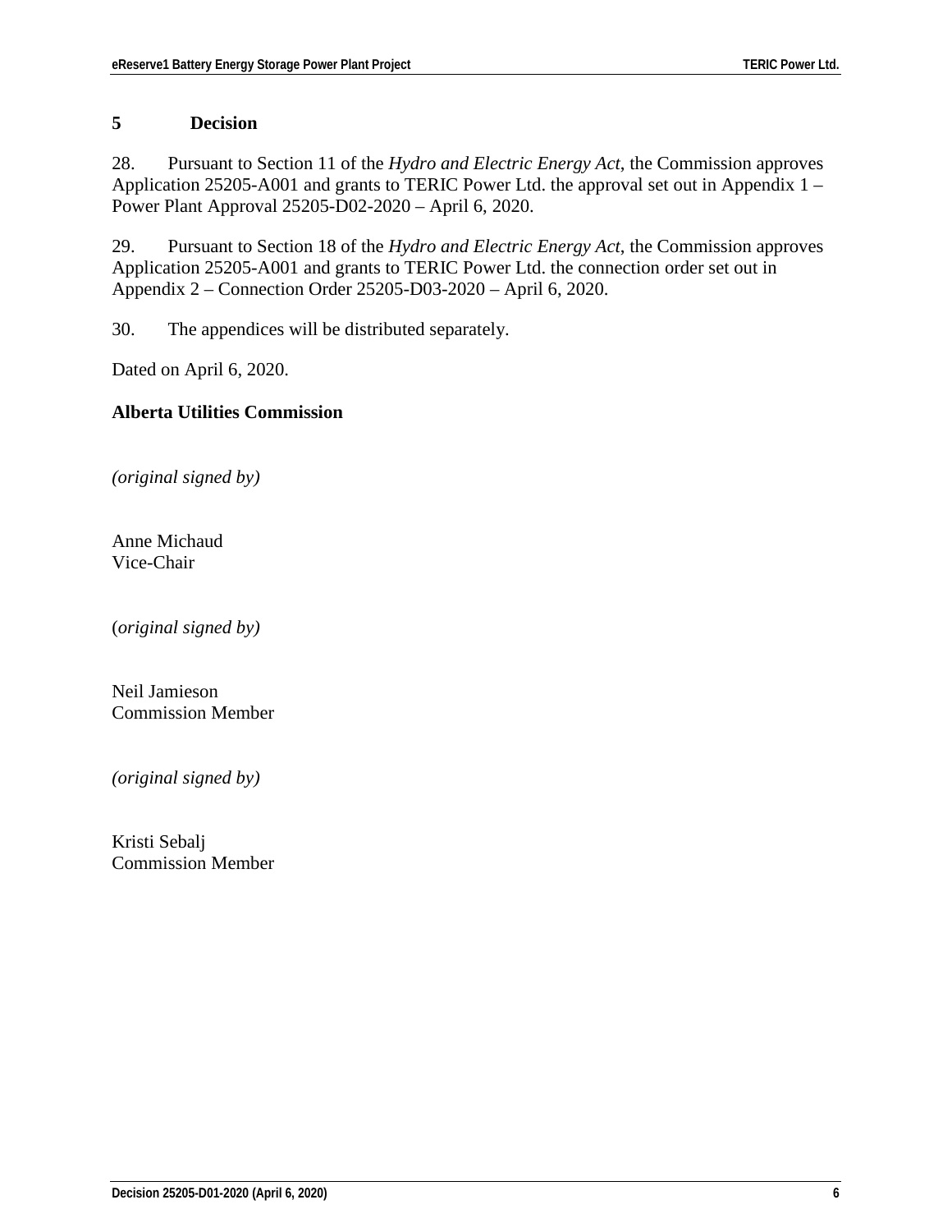## 5 Decision

28. Pursuant to Section 11 of the *Hydro and Electric Energy Act*, the Commission approves Application 25205-A001 and grants to TERIC Power Ltd. the approval set out in Appendix 1 – Power Plant Approval 25205-D02-2020 – April 6, 2020.

29. Pursuant to Section 18 of the *Hydro and Electric Energy Act*, the Commission approves Application 25205-A001 and grants to TERIC Power Ltd. the connection order set out in Appendix 2 – Connection Order 25205-D03-2020 – April 6, 2020.

30. The appendices will be distributed separately.

Dated on April 6, 2020.

**Alberta Utilities Commission**

*(original signed by)*

Anne Michaud
Vice-Chair

(*original signed by)*

Neil Jamieson
Commission Member

*(original signed by)*

Kristi Sebalj
Commission Member